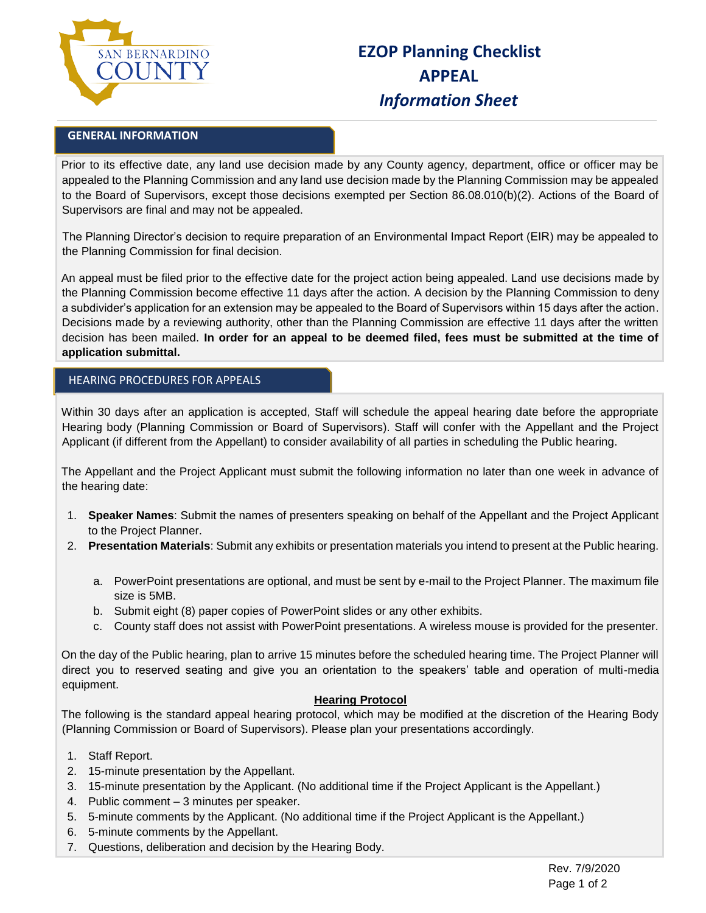# EZOP Planning Checklist
# APPEAL
# *Information Sheet*

## GENERAL INFORMATION

Prior to its effective date, any land use decision made by any County agency, department, office or officer may be appealed to the Planning Commission and any land use decision made by the Planning Commission may be appealed to the Board of Supervisors, except those decisions exempted per Section 86.08.010(b)(2). Actions of the Board of Supervisors are final and may not be appealed.

The Planning Director's decision to require preparation of an Environmental Impact Report (EIR) may be appealed to the Planning Commission for final decision.

An appeal must be filed prior to the effective date for the project action being appealed. Land use decisions made by the Planning Commission become effective 11 days after the action. A decision by the Planning Commission to deny a subdivider's application for an extension may be appealed to the Board of Supervisors within 15 days after the action. Decisions made by a reviewing authority, other than the Planning Commission are effective 11 days after the written decision has been mailed. **In order for an appeal to be deemed filed, fees must be submitted at the time of application submittal.**

## HEARING PROCEDURES FOR APPEALS

Within 30 days after an application is accepted, Staff will schedule the appeal hearing date before the appropriate Hearing body (Planning Commission or Board of Supervisors). Staff will confer with the Appellant and the Project Applicant (if different from the Appellant) to consider availability of all parties in scheduling the Public hearing.

The Appellant and the Project Applicant must submit the following information no later than one week in advance of the hearing date:

1. **Speaker Names**: Submit the names of presenters speaking on behalf of the Appellant and the Project Applicant to the Project Planner.
2. **Presentation Materials**: Submit any exhibits or presentation materials you intend to present at the Public hearing.
   a. PowerPoint presentations are optional, and must be sent by e-mail to the Project Planner. The maximum file size is 5MB.
   b. Submit eight (8) paper copies of PowerPoint slides or any other exhibits.
   c. County staff does not assist with PowerPoint presentations. A wireless mouse is provided for the presenter.

On the day of the Public hearing, plan to arrive 15 minutes before the scheduled hearing time. The Project Planner will direct you to reserved seating and give you an orientation to the speakers' table and operation of multi-media equipment.

### Hearing Protocol

The following is the standard appeal hearing protocol, which may be modified at the discretion of the Hearing Body (Planning Commission or Board of Supervisors). Please plan your presentations accordingly.

1. Staff Report.
2. 15-minute presentation by the Appellant.
3. 15-minute presentation by the Applicant. (No additional time if the Project Applicant is the Appellant.)
4. Public comment – 3 minutes per speaker.
5. 5-minute comments by the Applicant. (No additional time if the Project Applicant is the Appellant.)
6. 5-minute comments by the Appellant.
7. Questions, deliberation and decision by the Hearing Body.

Rev. 7/9/2020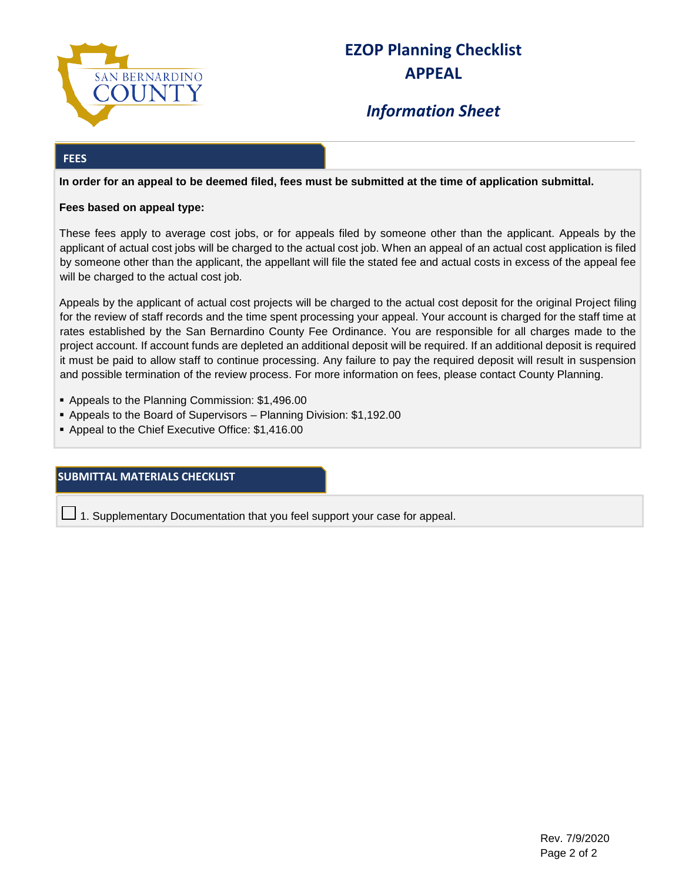# EZOP Planning Checklist
# APPEAL

## *Information Sheet*

## FEES

**In order for an appeal to be deemed filed, fees must be submitted at the time of application submittal.**

**Fees based on appeal type:**

These fees apply to average cost jobs, or for appeals filed by someone other than the applicant. Appeals by the applicant of actual cost jobs will be charged to the actual cost job. When an appeal of an actual cost application is filed by someone other than the applicant, the appellant will file the stated fee and actual costs in excess of the appeal fee will be charged to the actual cost job.

Appeals by the applicant of actual cost projects will be charged to the actual cost deposit for the original Project filing for the review of staff records and the time spent processing your appeal. Your account is charged for the staff time at rates established by the San Bernardino County Fee Ordinance. You are responsible for all charges made to the project account. If account funds are depleted an additional deposit will be required. If an additional deposit is required it must be paid to allow staff to continue processing. Any failure to pay the required deposit will result in suspension and possible termination of the review process. For more information on fees, please contact County Planning.

- Appeals to the Planning Commission: $1,496.00
- Appeals to the Board of Supervisors – Planning Division: $1,192.00
- Appeal to the Chief Executive Office: $1,416.00

## SUBMITTAL MATERIALS CHECKLIST

☐ 1. Supplementary Documentation that you feel support your case for appeal.

Rev. 7/9/2020